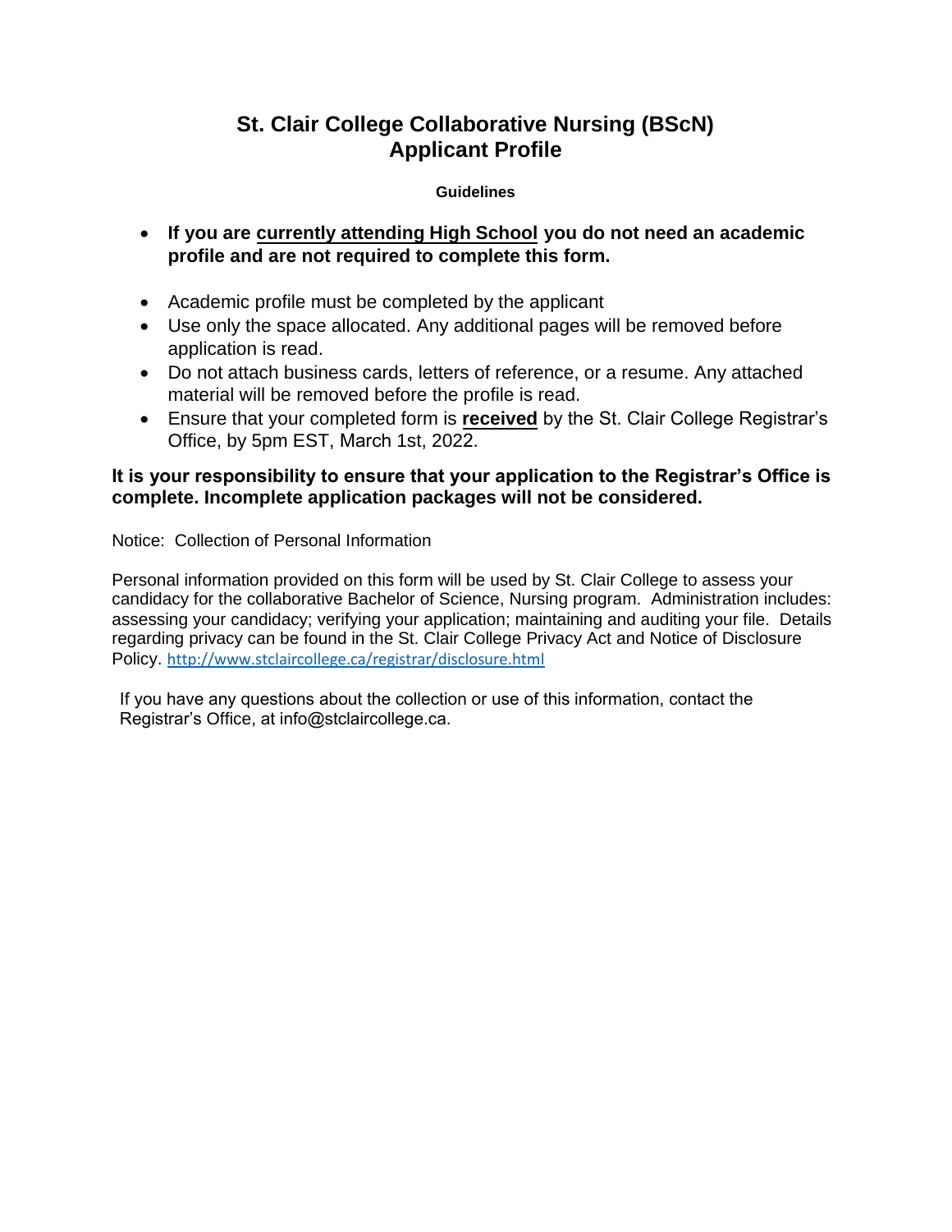# St. Clair College Collaborative Nursing (BScN)
# Applicant Profile

**Guidelines**

- **If you are currently attending High School you do not need an academic profile and are not required to complete this form.**

- Academic profile must be completed by the applicant
- Use only the space allocated. Any additional pages will be removed before application is read.
- Do not attach business cards, letters of reference, or a resume. Any attached material will be removed before the profile is read.
- Ensure that your completed form is **received** by the St. Clair College Registrar's Office, by 5pm EST, March 1st, 2022.

**It is your responsibility to ensure that your application to the Registrar's Office is complete. Incomplete application packages will not be considered.**

Notice: Collection of Personal Information

Personal information provided on this form will be used by St. Clair College to assess your candidacy for the collaborative Bachelor of Science, Nursing program. Administration includes: assessing your candidacy; verifying your application; maintaining and auditing your file. Details regarding privacy can be found in the St. Clair College Privacy Act and Notice of Disclosure Policy. http://www.stclaircollege.ca/registrar/disclosure.html

If you have any questions about the collection or use of this information, contact the Registrar's Office, at info@stclaircollege.ca.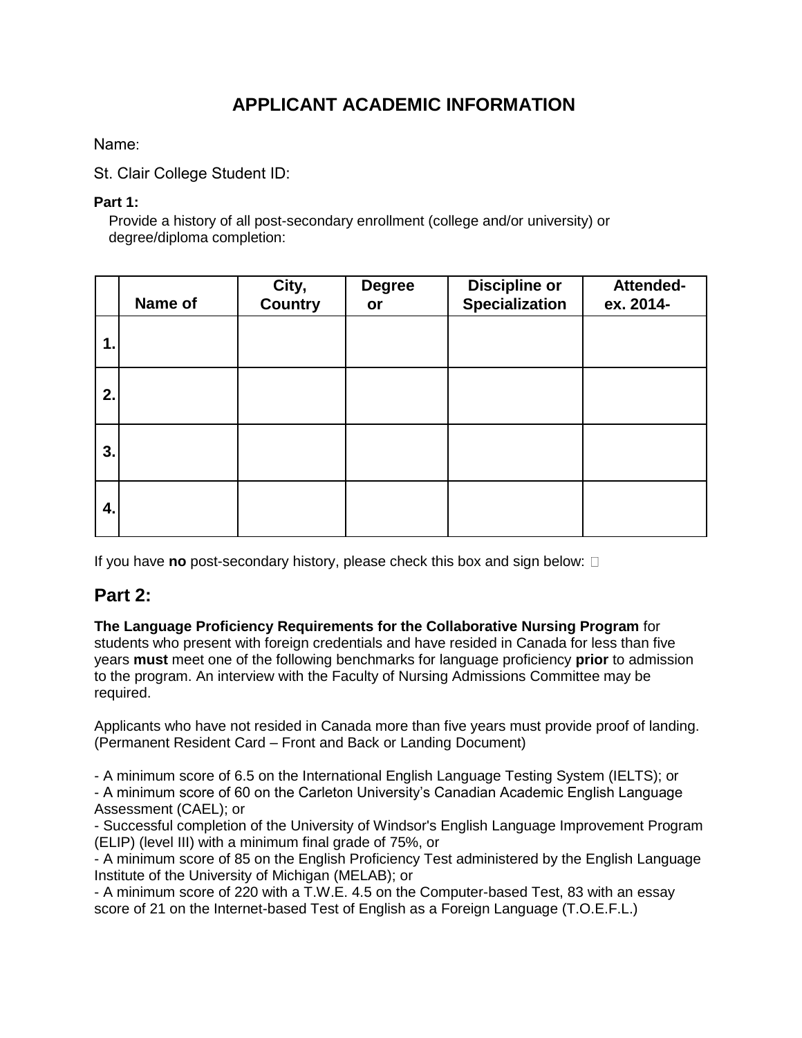# APPLICANT ACADEMIC INFORMATION

Name:

St. Clair College Student ID:

**Part 1:**

Provide a history of all post-secondary enrollment (college and/or university) or degree/diploma completion:

| | Name of | City, Country | Degree or | Discipline or Specialization | Attended- ex. 2014- |
|---|---|---|---|---|---|
| **1.** | | | | | |
| **2.** | | | | | |
| **3.** | | | | | |
| **4.** | | | | | |

If you have **no** post-secondary history, please check this box and sign below: ☐

## Part 2:

**The Language Proficiency Requirements for the Collaborative Nursing Program** for students who present with foreign credentials and have resided in Canada for less than five years **must** meet one of the following benchmarks for language proficiency **prior** to admission to the program. An interview with the Faculty of Nursing Admissions Committee may be required.

Applicants who have not resided in Canada more than five years must provide proof of landing. (Permanent Resident Card – Front and Back or Landing Document)

- A minimum score of 6.5 on the International English Language Testing System (IELTS); or
- A minimum score of 60 on the Carleton University's Canadian Academic English Language Assessment (CAEL); or
- Successful completion of the University of Windsor's English Language Improvement Program (ELIP) (level III) with a minimum final grade of 75%, or
- A minimum score of 85 on the English Proficiency Test administered by the English Language Institute of the University of Michigan (MELAB); or
- A minimum score of 220 with a T.W.E. 4.5 on the Computer-based Test, 83 with an essay score of 21 on the Internet-based Test of English as a Foreign Language (T.O.E.F.L.)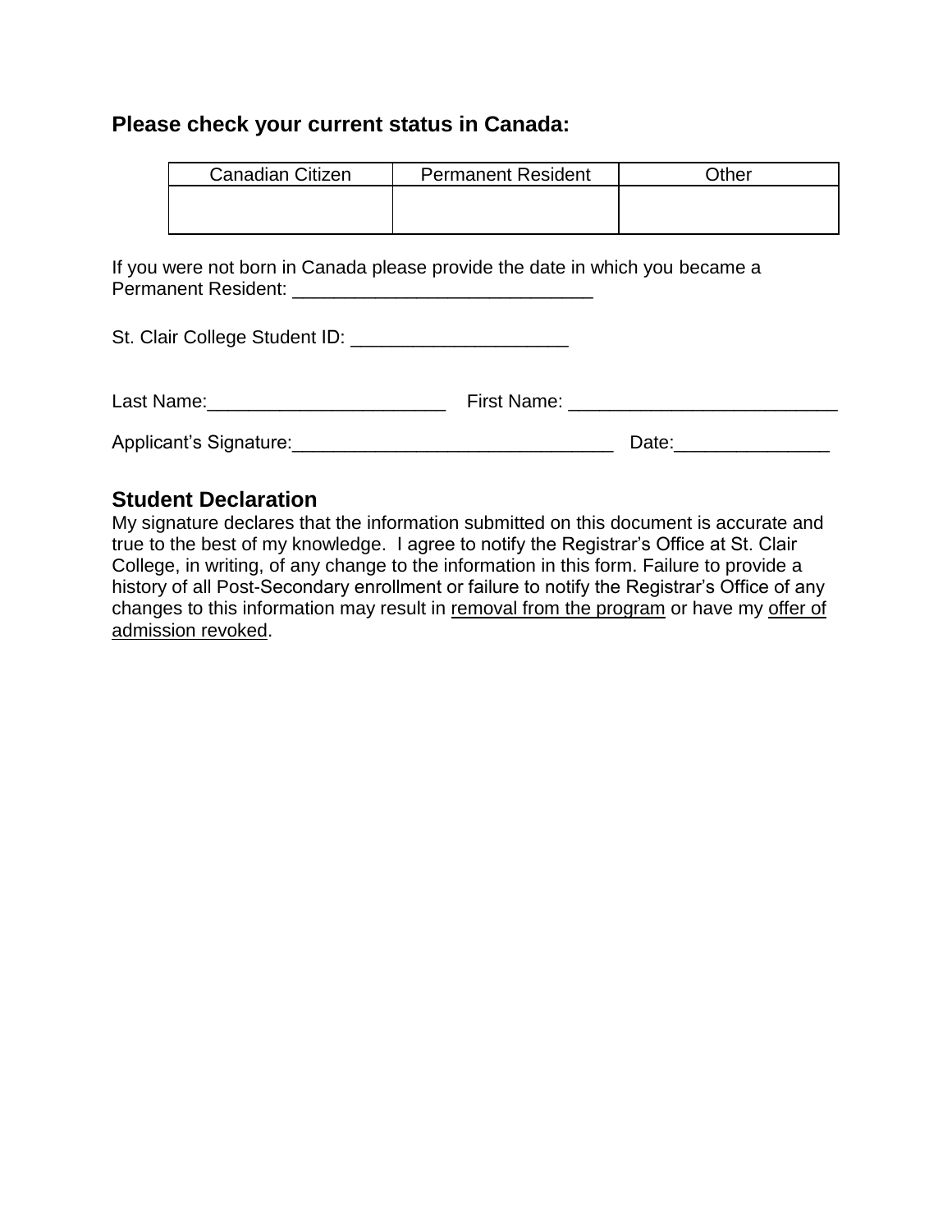## Please check your current status in Canada:

| Canadian Citizen | Permanent Resident | Other |
|---|---|---|
| | | |

If you were not born in Canada please provide the date in which you became a Permanent Resident: _____________________________

St. Clair College Student ID: _____________________

Last Name:_______________________ First Name: __________________________

Applicant's Signature:_______________________________ Date:_______________

## Student Declaration

My signature declares that the information submitted on this document is accurate and true to the best of my knowledge. I agree to notify the Registrar's Office at St. Clair College, in writing, of any change to the information in this form. Failure to provide a history of all Post-Secondary enrollment or failure to notify the Registrar's Office of any changes to this information may result in <u>removal from the program</u> or have my <u>offer of admission revoked</u>.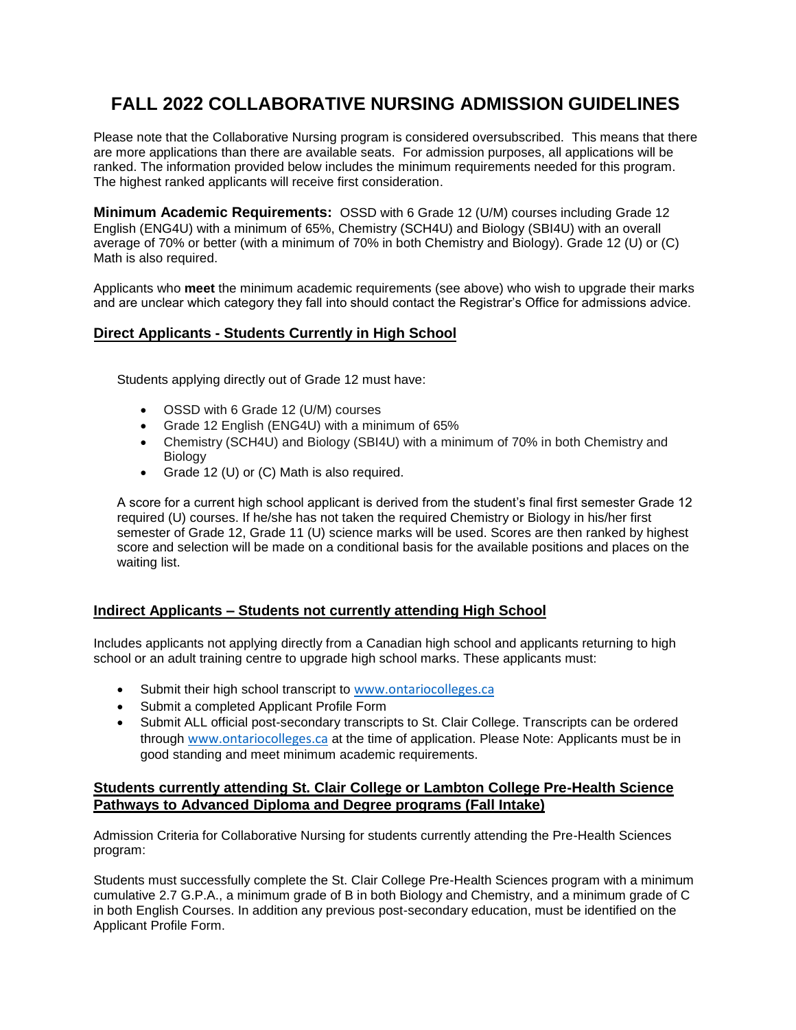# FALL 2022 COLLABORATIVE NURSING ADMISSION GUIDELINES

Please note that the Collaborative Nursing program is considered oversubscribed. This means that there are more applications than there are available seats. For admission purposes, all applications will be ranked. The information provided below includes the minimum requirements needed for this program. The highest ranked applicants will receive first consideration.

**Minimum Academic Requirements:** OSSD with 6 Grade 12 (U/M) courses including Grade 12 English (ENG4U) with a minimum of 65%, Chemistry (SCH4U) and Biology (SBI4U) with an overall average of 70% or better (with a minimum of 70% in both Chemistry and Biology). Grade 12 (U) or (C) Math is also required.

Applicants who **meet** the minimum academic requirements (see above) who wish to upgrade their marks and are unclear which category they fall into should contact the Registrar's Office for admissions advice.

## Direct Applicants - Students Currently in High School

Students applying directly out of Grade 12 must have:

- OSSD with 6 Grade 12 (U/M) courses
- Grade 12 English (ENG4U) with a minimum of 65%
- Chemistry (SCH4U) and Biology (SBI4U) with a minimum of 70% in both Chemistry and Biology
- Grade 12 (U) or (C) Math is also required.

A score for a current high school applicant is derived from the student's final first semester Grade 12 required (U) courses. If he/she has not taken the required Chemistry or Biology in his/her first semester of Grade 12, Grade 11 (U) science marks will be used. Scores are then ranked by highest score and selection will be made on a conditional basis for the available positions and places on the waiting list.

## Indirect Applicants – Students not currently attending High School

Includes applicants not applying directly from a Canadian high school and applicants returning to high school or an adult training centre to upgrade high school marks. These applicants must:

- Submit their high school transcript to www.ontariocolleges.ca
- Submit a completed Applicant Profile Form
- Submit ALL official post-secondary transcripts to St. Clair College. Transcripts can be ordered through www.ontariocolleges.ca at the time of application. Please Note: Applicants must be in good standing and meet minimum academic requirements.

## Students currently attending St. Clair College or Lambton College Pre-Health Science Pathways to Advanced Diploma and Degree programs (Fall Intake)

Admission Criteria for Collaborative Nursing for students currently attending the Pre-Health Sciences program:

Students must successfully complete the St. Clair College Pre-Health Sciences program with a minimum cumulative 2.7 G.P.A., a minimum grade of B in both Biology and Chemistry, and a minimum grade of C in both English Courses. In addition any previous post-secondary education, must be identified on the Applicant Profile Form.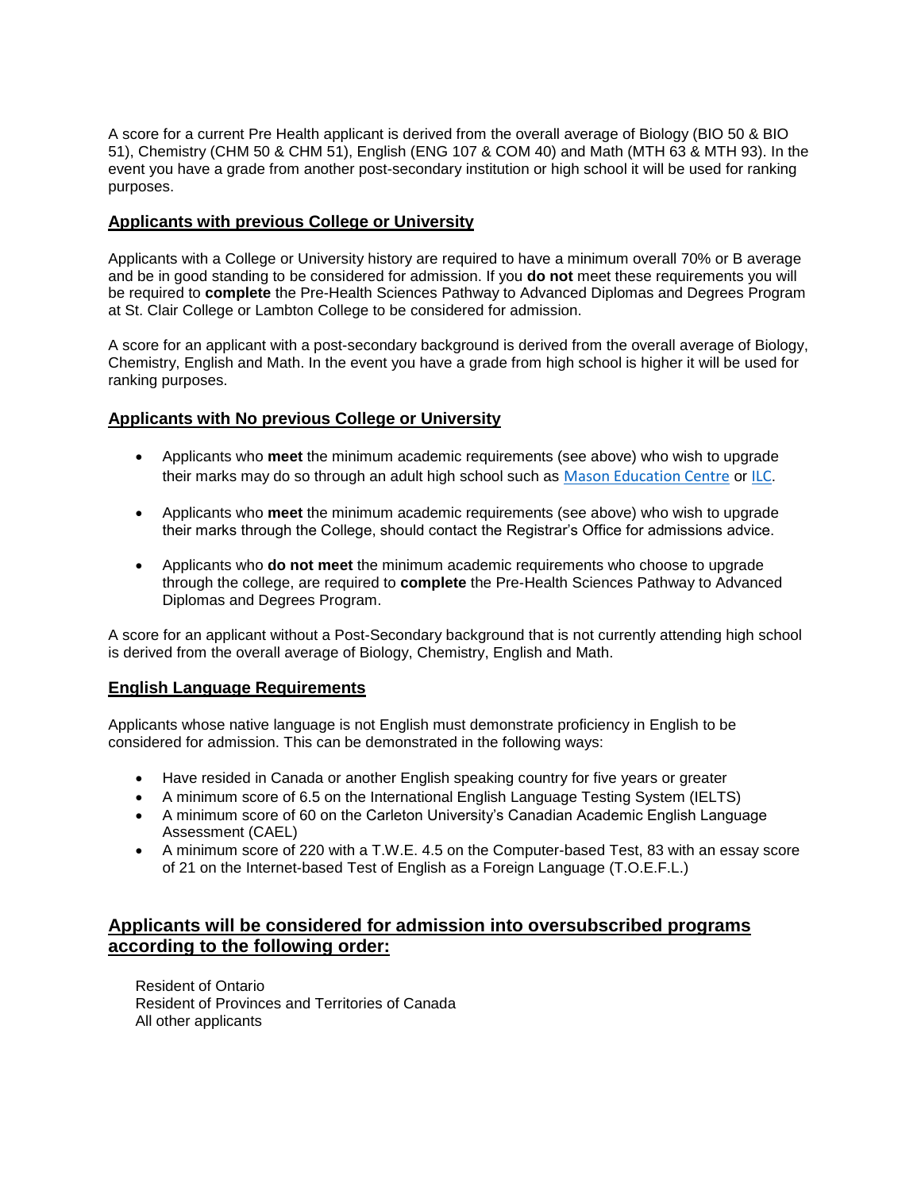A score for a current Pre Health applicant is derived from the overall average of Biology (BIO 50 & BIO 51), Chemistry (CHM 50 & CHM 51), English (ENG 107 & COM 40) and Math (MTH 63 & MTH 93). In the event you have a grade from another post-secondary institution or high school it will be used for ranking purposes.

## Applicants with previous College or University

Applicants with a College or University history are required to have a minimum overall 70% or B average and be in good standing to be considered for admission. If you **do not** meet these requirements you will be required to **complete** the Pre-Health Sciences Pathway to Advanced Diplomas and Degrees Program at St. Clair College or Lambton College to be considered for admission.

A score for an applicant with a post-secondary background is derived from the overall average of Biology, Chemistry, English and Math. In the event you have a grade from high school is higher it will be used for ranking purposes.

## Applicants with No previous College or University

- Applicants who **meet** the minimum academic requirements (see above) who wish to upgrade their marks may do so through an adult high school such as Mason Education Centre or ILC.
- Applicants who **meet** the minimum academic requirements (see above) who wish to upgrade their marks through the College, should contact the Registrar's Office for admissions advice.
- Applicants who **do not meet** the minimum academic requirements who choose to upgrade through the college, are required to **complete** the Pre-Health Sciences Pathway to Advanced Diplomas and Degrees Program.

A score for an applicant without a Post-Secondary background that is not currently attending high school is derived from the overall average of Biology, Chemistry, English and Math.

## English Language Requirements

Applicants whose native language is not English must demonstrate proficiency in English to be considered for admission. This can be demonstrated in the following ways:

- Have resided in Canada or another English speaking country for five years or greater
- A minimum score of 6.5 on the International English Language Testing System (IELTS)
- A minimum score of 60 on the Carleton University's Canadian Academic English Language Assessment (CAEL)
- A minimum score of 220 with a T.W.E. 4.5 on the Computer-based Test, 83 with an essay score of 21 on the Internet-based Test of English as a Foreign Language (T.O.E.F.L.)

## Applicants will be considered for admission into oversubscribed programs according to the following order:

Resident of Ontario
Resident of Provinces and Territories of Canada
All other applicants